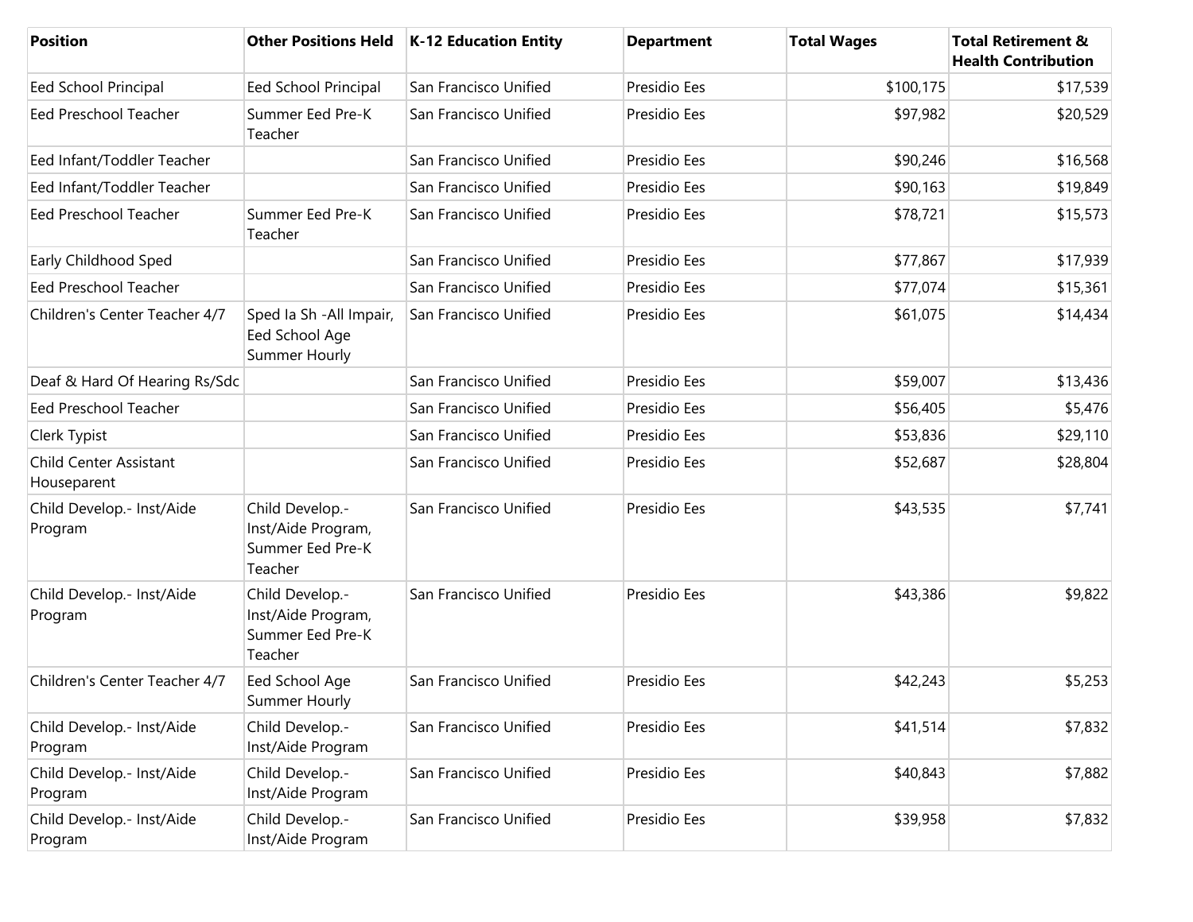| Position | Other Positions Held | K-12 Education Entity | Department | Total Wages | Total Retirement & Health Contribution |
| --- | --- | --- | --- | --- | --- |
| Eed School Principal | Eed School Principal | San Francisco Unified | Presidio Ees | $100,175 | $17,539 |
| Eed Preschool Teacher | Summer Eed Pre-K Teacher | San Francisco Unified | Presidio Ees | $97,982 | $20,529 |
| Eed Infant/Toddler Teacher | | San Francisco Unified | Presidio Ees | $90,246 | $16,568 |
| Eed Infant/Toddler Teacher | | San Francisco Unified | Presidio Ees | $90,163 | $19,849 |
| Eed Preschool Teacher | Summer Eed Pre-K Teacher | San Francisco Unified | Presidio Ees | $78,721 | $15,573 |
| Early Childhood Sped | | San Francisco Unified | Presidio Ees | $77,867 | $17,939 |
| Eed Preschool Teacher | | San Francisco Unified | Presidio Ees | $77,074 | $15,361 |
| Children's Center Teacher 4/7 | Sped Ia Sh -All Impair, Eed School Age Summer Hourly | San Francisco Unified | Presidio Ees | $61,075 | $14,434 |
| Deaf & Hard Of Hearing Rs/Sdc | | San Francisco Unified | Presidio Ees | $59,007 | $13,436 |
| Eed Preschool Teacher | | San Francisco Unified | Presidio Ees | $56,405 | $5,476 |
| Clerk Typist | | San Francisco Unified | Presidio Ees | $53,836 | $29,110 |
| Child Center Assistant Houseparent | | San Francisco Unified | Presidio Ees | $52,687 | $28,804 |
| Child Develop.- Inst/Aide Program | Child Develop.- Inst/Aide Program, Summer Eed Pre-K Teacher | San Francisco Unified | Presidio Ees | $43,535 | $7,741 |
| Child Develop.- Inst/Aide Program | Child Develop.- Inst/Aide Program, Summer Eed Pre-K Teacher | San Francisco Unified | Presidio Ees | $43,386 | $9,822 |
| Children's Center Teacher 4/7 | Eed School Age Summer Hourly | San Francisco Unified | Presidio Ees | $42,243 | $5,253 |
| Child Develop.- Inst/Aide Program | Child Develop.- Inst/Aide Program | San Francisco Unified | Presidio Ees | $41,514 | $7,832 |
| Child Develop.- Inst/Aide Program | Child Develop.- Inst/Aide Program | San Francisco Unified | Presidio Ees | $40,843 | $7,882 |
| Child Develop.- Inst/Aide Program | Child Develop.- Inst/Aide Program | San Francisco Unified | Presidio Ees | $39,958 | $7,832 |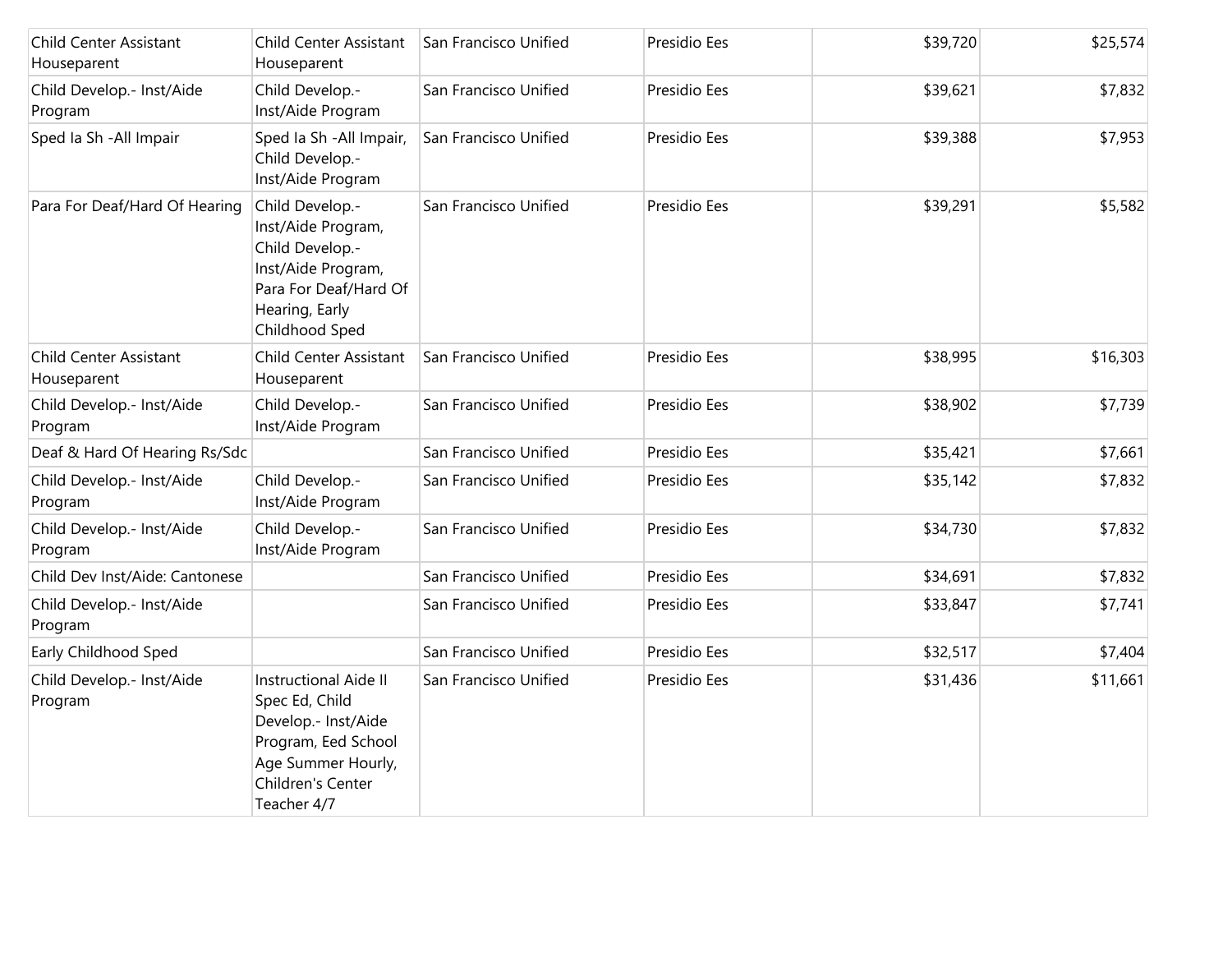| | | | | | |
|---|---|---|---|---|---|
| Child Center Assistant Houseparent | Child Center Assistant Houseparent | San Francisco Unified | Presidio Ees | $39,720 | $25,574 |
| Child Develop.- Inst/Aide Program | Child Develop.- Inst/Aide Program | San Francisco Unified | Presidio Ees | $39,621 | $7,832 |
| Sped Ia Sh -All Impair | Sped Ia Sh -All Impair, Child Develop.- Inst/Aide Program | San Francisco Unified | Presidio Ees | $39,388 | $7,953 |
| Para For Deaf/Hard Of Hearing | Child Develop.- Inst/Aide Program, Child Develop.- Inst/Aide Program, Para For Deaf/Hard Of Hearing, Early Childhood Sped | San Francisco Unified | Presidio Ees | $39,291 | $5,582 |
| Child Center Assistant Houseparent | Child Center Assistant Houseparent | San Francisco Unified | Presidio Ees | $38,995 | $16,303 |
| Child Develop.- Inst/Aide Program | Child Develop.- Inst/Aide Program | San Francisco Unified | Presidio Ees | $38,902 | $7,739 |
| Deaf & Hard Of Hearing Rs/Sdc | | San Francisco Unified | Presidio Ees | $35,421 | $7,661 |
| Child Develop.- Inst/Aide Program | Child Develop.- Inst/Aide Program | San Francisco Unified | Presidio Ees | $35,142 | $7,832 |
| Child Develop.- Inst/Aide Program | Child Develop.- Inst/Aide Program | San Francisco Unified | Presidio Ees | $34,730 | $7,832 |
| Child Dev Inst/Aide: Cantonese | | San Francisco Unified | Presidio Ees | $34,691 | $7,832 |
| Child Develop.- Inst/Aide Program | | San Francisco Unified | Presidio Ees | $33,847 | $7,741 |
| Early Childhood Sped | | San Francisco Unified | Presidio Ees | $32,517 | $7,404 |
| Child Develop.- Inst/Aide Program | Instructional Aide II Spec Ed, Child Develop.- Inst/Aide Program, Eed School Age Summer Hourly, Children's Center Teacher 4/7 | San Francisco Unified | Presidio Ees | $31,436 | $11,661 |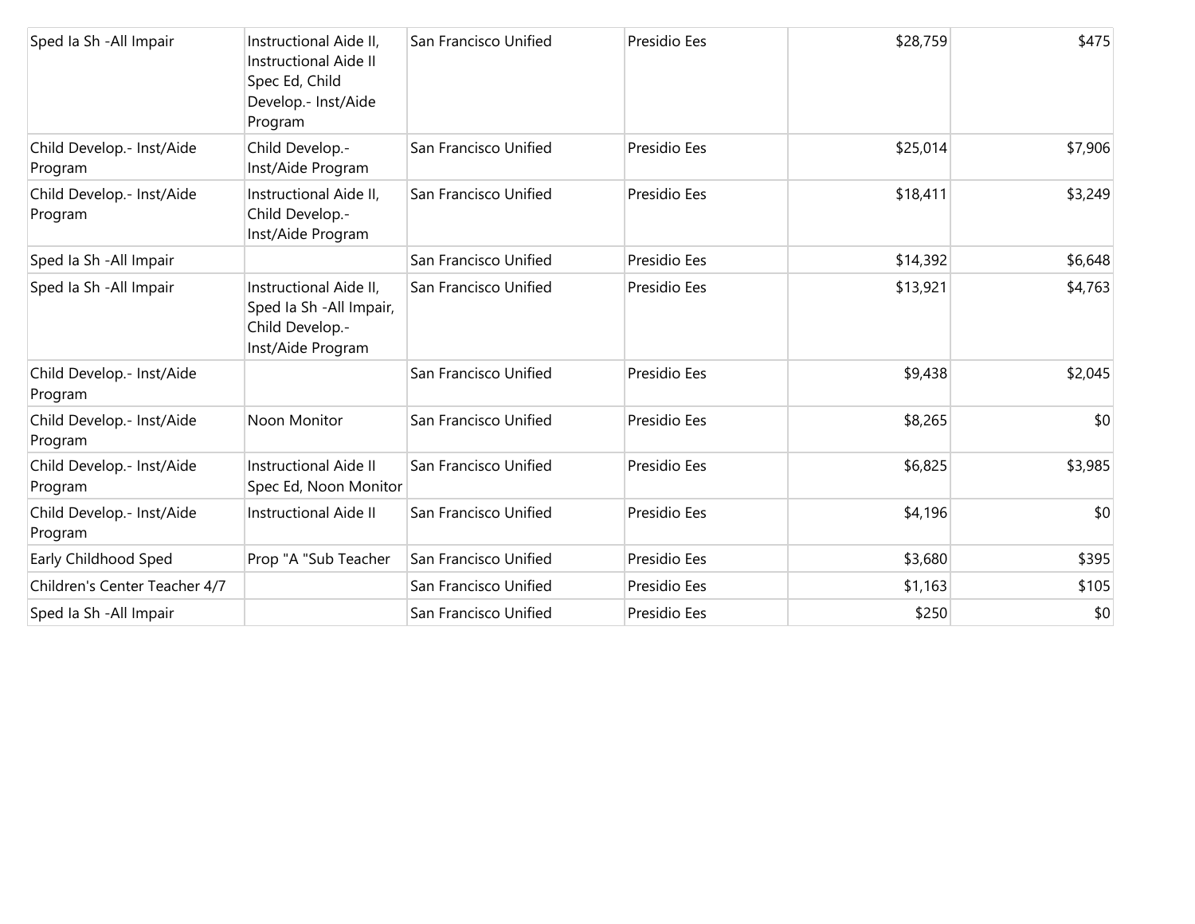| | | | | | |
|---|---|---|---|---|---|
| Sped Ia Sh -All Impair | Instructional Aide II, Instructional Aide II Spec Ed, Child Develop.- Inst/Aide Program | San Francisco Unified | Presidio Ees | $28,759 | $475 |
| Child Develop.- Inst/Aide Program | Child Develop.- Inst/Aide Program | San Francisco Unified | Presidio Ees | $25,014 | $7,906 |
| Child Develop.- Inst/Aide Program | Instructional Aide II, Child Develop.- Inst/Aide Program | San Francisco Unified | Presidio Ees | $18,411 | $3,249 |
| Sped Ia Sh -All Impair | | San Francisco Unified | Presidio Ees | $14,392 | $6,648 |
| Sped Ia Sh -All Impair | Instructional Aide II, Sped Ia Sh -All Impair, Child Develop.- Inst/Aide Program | San Francisco Unified | Presidio Ees | $13,921 | $4,763 |
| Child Develop.- Inst/Aide Program | | San Francisco Unified | Presidio Ees | $9,438 | $2,045 |
| Child Develop.- Inst/Aide Program | Noon Monitor | San Francisco Unified | Presidio Ees | $8,265 | $0 |
| Child Develop.- Inst/Aide Program | Instructional Aide II Spec Ed, Noon Monitor | San Francisco Unified | Presidio Ees | $6,825 | $3,985 |
| Child Develop.- Inst/Aide Program | Instructional Aide II | San Francisco Unified | Presidio Ees | $4,196 | $0 |
| Early Childhood Sped | Prop "A "Sub Teacher | San Francisco Unified | Presidio Ees | $3,680 | $395 |
| Children's Center Teacher 4/7 | | San Francisco Unified | Presidio Ees | $1,163 | $105 |
| Sped Ia Sh -All Impair | | San Francisco Unified | Presidio Ees | $250 | $0 |